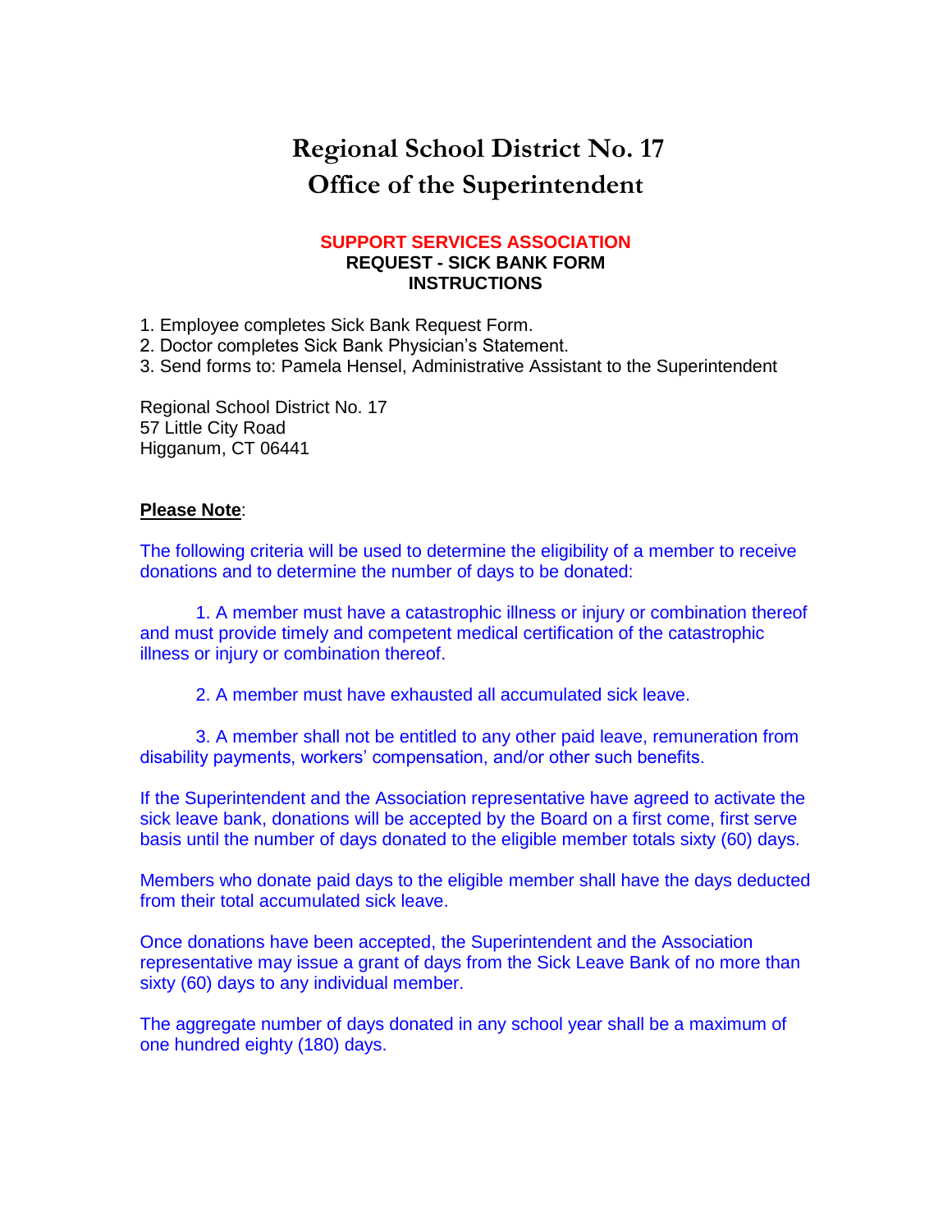# Regional School District No. 17
# Office of the Superintendent

### SUPPORT SERVICES ASSOCIATION
### REQUEST - SICK BANK FORM
### INSTRUCTIONS

1. Employee completes Sick Bank Request Form.
2. Doctor completes Sick Bank Physician's Statement.
3. Send forms to: Pamela Hensel, Administrative Assistant to the Superintendent

Regional School District No. 17
57 Little City Road
Higganum, CT 06441

**Please Note**:

The following criteria will be used to determine the eligibility of a member to receive donations and to determine the number of days to be donated:

1. A member must have a catastrophic illness or injury or combination thereof and must provide timely and competent medical certification of the catastrophic illness or injury or combination thereof.

2. A member must have exhausted all accumulated sick leave.

3. A member shall not be entitled to any other paid leave, remuneration from disability payments, workers' compensation, and/or other such benefits.

If the Superintendent and the Association representative have agreed to activate the sick leave bank, donations will be accepted by the Board on a first come, first serve basis until the number of days donated to the eligible member totals sixty (60) days.

Members who donate paid days to the eligible member shall have the days deducted from their total accumulated sick leave.

Once donations have been accepted, the Superintendent and the Association representative may issue a grant of days from the Sick Leave Bank of no more than sixty (60) days to any individual member.

The aggregate number of days donated in any school year shall be a maximum of one hundred eighty (180) days.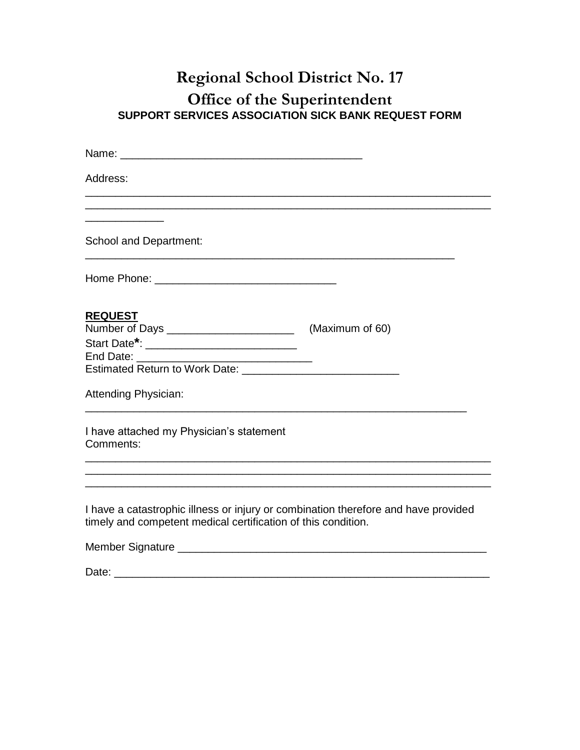# Regional School District No. 17

## Office of the Superintendent

### SUPPORT SERVICES ASSOCIATION SICK BANK REQUEST FORM

Name: _______________________________________

Address:
_________________________________________________________________
_________________________________________________________________
_____________

School and Department:
___________________________________________________________

Home Phone: _____________________________

**REQUEST**

Number of Days ____________________ (Maximum of 60)

Start Date*: _________________________

End Date: ____________________________

Estimated Return to Work Date: _________________________

Attending Physician:
______________________________________________________________

I have attached my Physician's statement

Comments:
_________________________________________________________________
_________________________________________________________________
_________________________________________________________________

I have a catastrophic illness or injury or combination therefore and have provided timely and competent medical certification of this condition.

Member Signature __________________________________________________

Date: ____________________________________________________________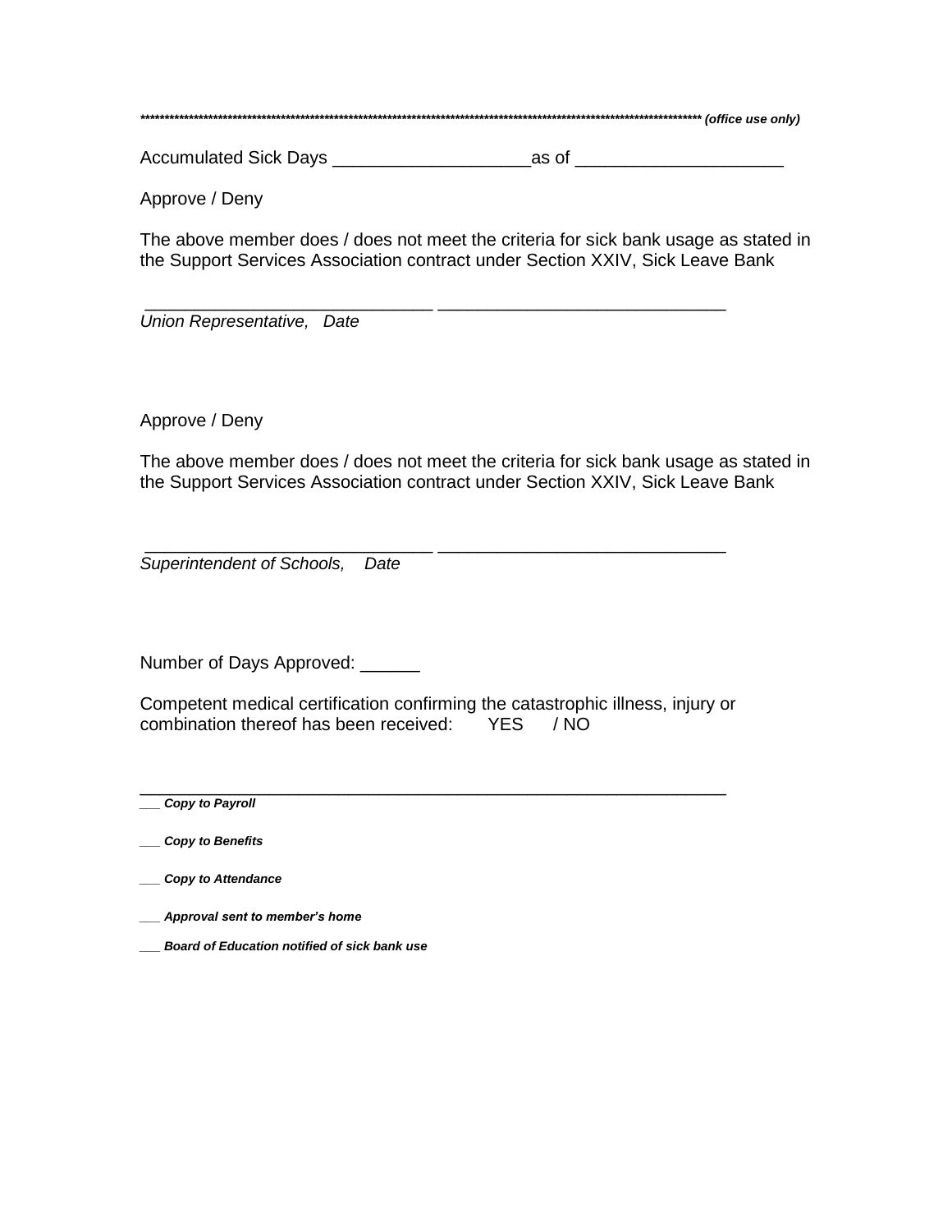**************************************************************************************************************************** ***(office use only)***

Accumulated Sick Days ____________________as of _____________________

Approve / Deny

The above member does / does not meet the criteria for sick bank usage as stated in the Support Services Association contract under Section XXIV, Sick Leave Bank

_____________________________ _____________________________
*Union Representative, Date*

Approve / Deny

The above member does / does not meet the criteria for sick bank usage as stated in the Support Services Association contract under Section XXIV, Sick Leave Bank

_____________________________ _____________________________
*Superintendent of Schools, Date*

Number of Days Approved: ______

Competent medical certification confirming the catastrophic illness, injury or combination thereof has been received: YES / NO

_________________________________________________________________

***___ Copy to Payroll***

***___ Copy to Benefits***

***___ Copy to Attendance***

***___ Approval sent to member's home***

***___ Board of Education notified of sick bank use***